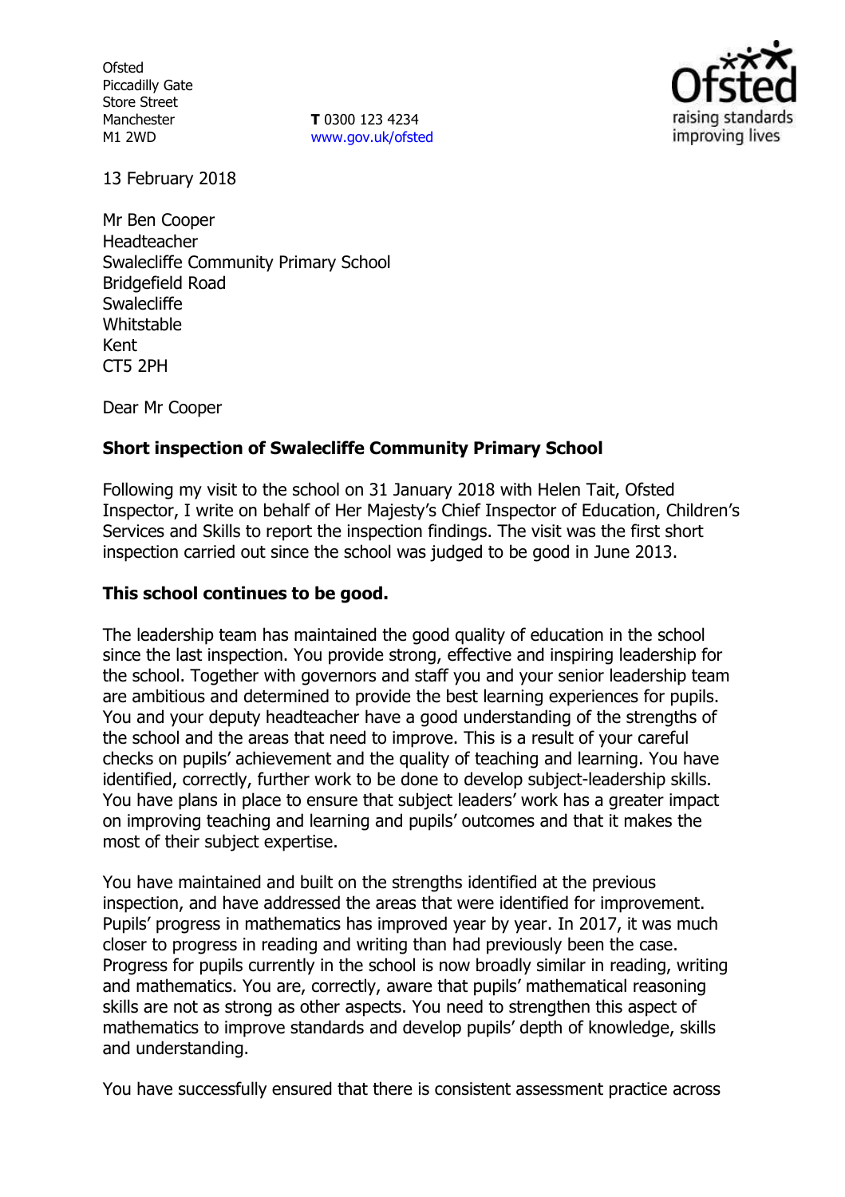Ofsted
Piccadilly Gate
Store Street
Manchester
M1 2WD

**T** 0300 123 4234
www.gov.uk/ofsted

13 February 2018

Mr Ben Cooper
Headteacher
Swalecliffe Community Primary School
Bridgefield Road
Swalecliffe
Whitstable
Kent
CT5 2PH

Dear Mr Cooper

**Short inspection of Swalecliffe Community Primary School**

Following my visit to the school on 31 January 2018 with Helen Tait, Ofsted Inspector, I write on behalf of Her Majesty's Chief Inspector of Education, Children's Services and Skills to report the inspection findings. The visit was the first short inspection carried out since the school was judged to be good in June 2013.

**This school continues to be good.**

The leadership team has maintained the good quality of education in the school since the last inspection. You provide strong, effective and inspiring leadership for the school. Together with governors and staff you and your senior leadership team are ambitious and determined to provide the best learning experiences for pupils. You and your deputy headteacher have a good understanding of the strengths of the school and the areas that need to improve. This is a result of your careful checks on pupils' achievement and the quality of teaching and learning. You have identified, correctly, further work to be done to develop subject-leadership skills. You have plans in place to ensure that subject leaders' work has a greater impact on improving teaching and learning and pupils' outcomes and that it makes the most of their subject expertise.

You have maintained and built on the strengths identified at the previous inspection, and have addressed the areas that were identified for improvement. Pupils' progress in mathematics has improved year by year. In 2017, it was much closer to progress in reading and writing than had previously been the case. Progress for pupils currently in the school is now broadly similar in reading, writing and mathematics. You are, correctly, aware that pupils' mathematical reasoning skills are not as strong as other aspects. You need to strengthen this aspect of mathematics to improve standards and develop pupils' depth of knowledge, skills and understanding.

You have successfully ensured that there is consistent assessment practice across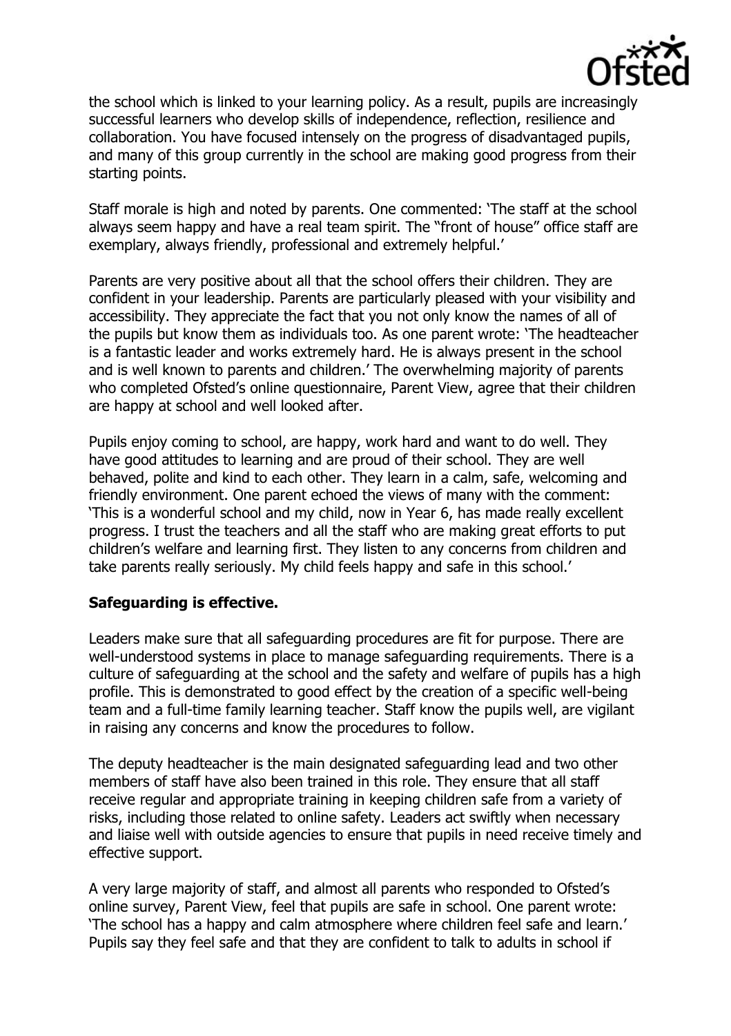the school which is linked to your learning policy. As a result, pupils are increasingly successful learners who develop skills of independence, reflection, resilience and collaboration. You have focused intensely on the progress of disadvantaged pupils, and many of this group currently in the school are making good progress from their starting points.

Staff morale is high and noted by parents. One commented: 'The staff at the school always seem happy and have a real team spirit. The "front of house" office staff are exemplary, always friendly, professional and extremely helpful.'

Parents are very positive about all that the school offers their children. They are confident in your leadership. Parents are particularly pleased with your visibility and accessibility. They appreciate the fact that you not only know the names of all of the pupils but know them as individuals too. As one parent wrote: 'The headteacher is a fantastic leader and works extremely hard. He is always present in the school and is well known to parents and children.' The overwhelming majority of parents who completed Ofsted's online questionnaire, Parent View, agree that their children are happy at school and well looked after.

Pupils enjoy coming to school, are happy, work hard and want to do well. They have good attitudes to learning and are proud of their school. They are well behaved, polite and kind to each other. They learn in a calm, safe, welcoming and friendly environment. One parent echoed the views of many with the comment: 'This is a wonderful school and my child, now in Year 6, has made really excellent progress. I trust the teachers and all the staff who are making great efforts to put children's welfare and learning first. They listen to any concerns from children and take parents really seriously. My child feels happy and safe in this school.'

## Safeguarding is effective.

Leaders make sure that all safeguarding procedures are fit for purpose. There are well-understood systems in place to manage safeguarding requirements. There is a culture of safeguarding at the school and the safety and welfare of pupils has a high profile. This is demonstrated to good effect by the creation of a specific well-being team and a full-time family learning teacher. Staff know the pupils well, are vigilant in raising any concerns and know the procedures to follow.

The deputy headteacher is the main designated safeguarding lead and two other members of staff have also been trained in this role. They ensure that all staff receive regular and appropriate training in keeping children safe from a variety of risks, including those related to online safety. Leaders act swiftly when necessary and liaise well with outside agencies to ensure that pupils in need receive timely and effective support.

A very large majority of staff, and almost all parents who responded to Ofsted's online survey, Parent View, feel that pupils are safe in school. One parent wrote: 'The school has a happy and calm atmosphere where children feel safe and learn.' Pupils say they feel safe and that they are confident to talk to adults in school if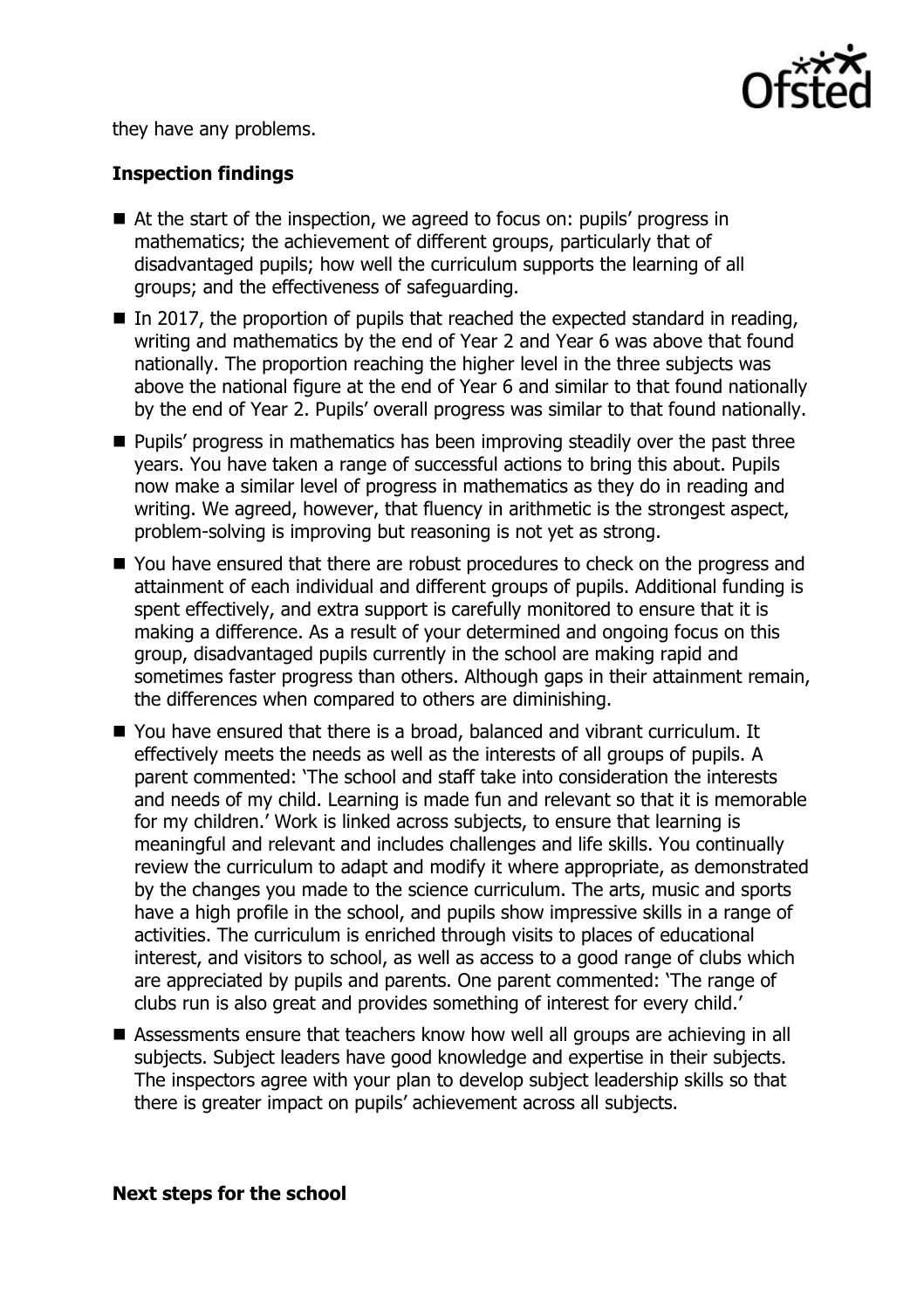they have any problems.

**Inspection findings**

- At the start of the inspection, we agreed to focus on: pupils' progress in mathematics; the achievement of different groups, particularly that of disadvantaged pupils; how well the curriculum supports the learning of all groups; and the effectiveness of safeguarding.
- In 2017, the proportion of pupils that reached the expected standard in reading, writing and mathematics by the end of Year 2 and Year 6 was above that found nationally. The proportion reaching the higher level in the three subjects was above the national figure at the end of Year 6 and similar to that found nationally by the end of Year 2. Pupils' overall progress was similar to that found nationally.
- Pupils' progress in mathematics has been improving steadily over the past three years. You have taken a range of successful actions to bring this about. Pupils now make a similar level of progress in mathematics as they do in reading and writing. We agreed, however, that fluency in arithmetic is the strongest aspect, problem-solving is improving but reasoning is not yet as strong.
- You have ensured that there are robust procedures to check on the progress and attainment of each individual and different groups of pupils. Additional funding is spent effectively, and extra support is carefully monitored to ensure that it is making a difference. As a result of your determined and ongoing focus on this group, disadvantaged pupils currently in the school are making rapid and sometimes faster progress than others. Although gaps in their attainment remain, the differences when compared to others are diminishing.
- You have ensured that there is a broad, balanced and vibrant curriculum. It effectively meets the needs as well as the interests of all groups of pupils. A parent commented: 'The school and staff take into consideration the interests and needs of my child. Learning is made fun and relevant so that it is memorable for my children.' Work is linked across subjects, to ensure that learning is meaningful and relevant and includes challenges and life skills. You continually review the curriculum to adapt and modify it where appropriate, as demonstrated by the changes you made to the science curriculum. The arts, music and sports have a high profile in the school, and pupils show impressive skills in a range of activities. The curriculum is enriched through visits to places of educational interest, and visitors to school, as well as access to a good range of clubs which are appreciated by pupils and parents. One parent commented: 'The range of clubs run is also great and provides something of interest for every child.'
- Assessments ensure that teachers know how well all groups are achieving in all subjects. Subject leaders have good knowledge and expertise in their subjects. The inspectors agree with your plan to develop subject leadership skills so that there is greater impact on pupils' achievement across all subjects.

**Next steps for the school**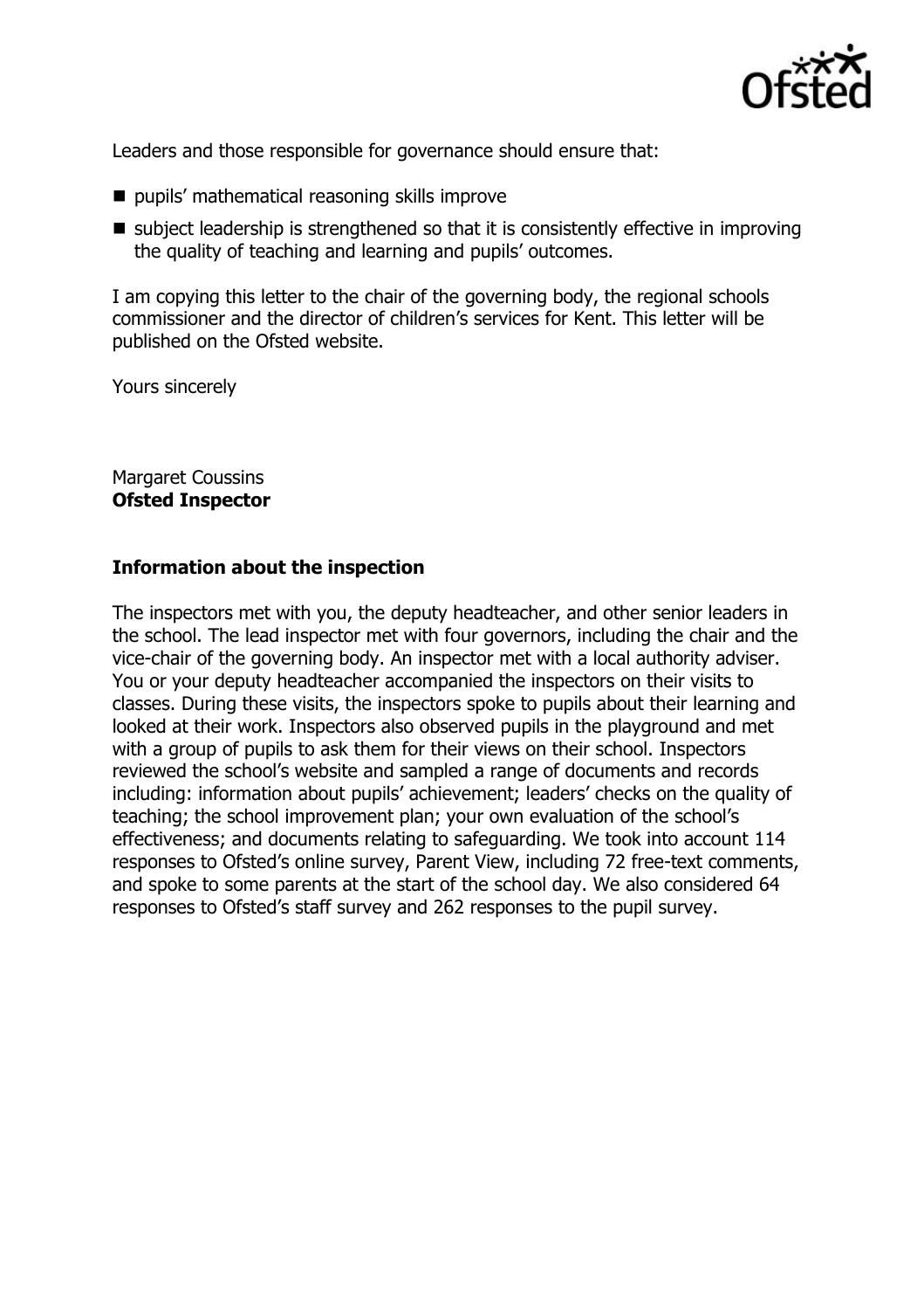Leaders and those responsible for governance should ensure that:

- pupils' mathematical reasoning skills improve
- subject leadership is strengthened so that it is consistently effective in improving the quality of teaching and learning and pupils' outcomes.

I am copying this letter to the chair of the governing body, the regional schools commissioner and the director of children's services for Kent. This letter will be published on the Ofsted website.

Yours sincerely

Margaret Coussins
**Ofsted Inspector**

## Information about the inspection

The inspectors met with you, the deputy headteacher, and other senior leaders in the school. The lead inspector met with four governors, including the chair and the vice-chair of the governing body. An inspector met with a local authority adviser. You or your deputy headteacher accompanied the inspectors on their visits to classes. During these visits, the inspectors spoke to pupils about their learning and looked at their work. Inspectors also observed pupils in the playground and met with a group of pupils to ask them for their views on their school. Inspectors reviewed the school's website and sampled a range of documents and records including: information about pupils' achievement; leaders' checks on the quality of teaching; the school improvement plan; your own evaluation of the school's effectiveness; and documents relating to safeguarding. We took into account 114 responses to Ofsted's online survey, Parent View, including 72 free-text comments, and spoke to some parents at the start of the school day. We also considered 64 responses to Ofsted's staff survey and 262 responses to the pupil survey.